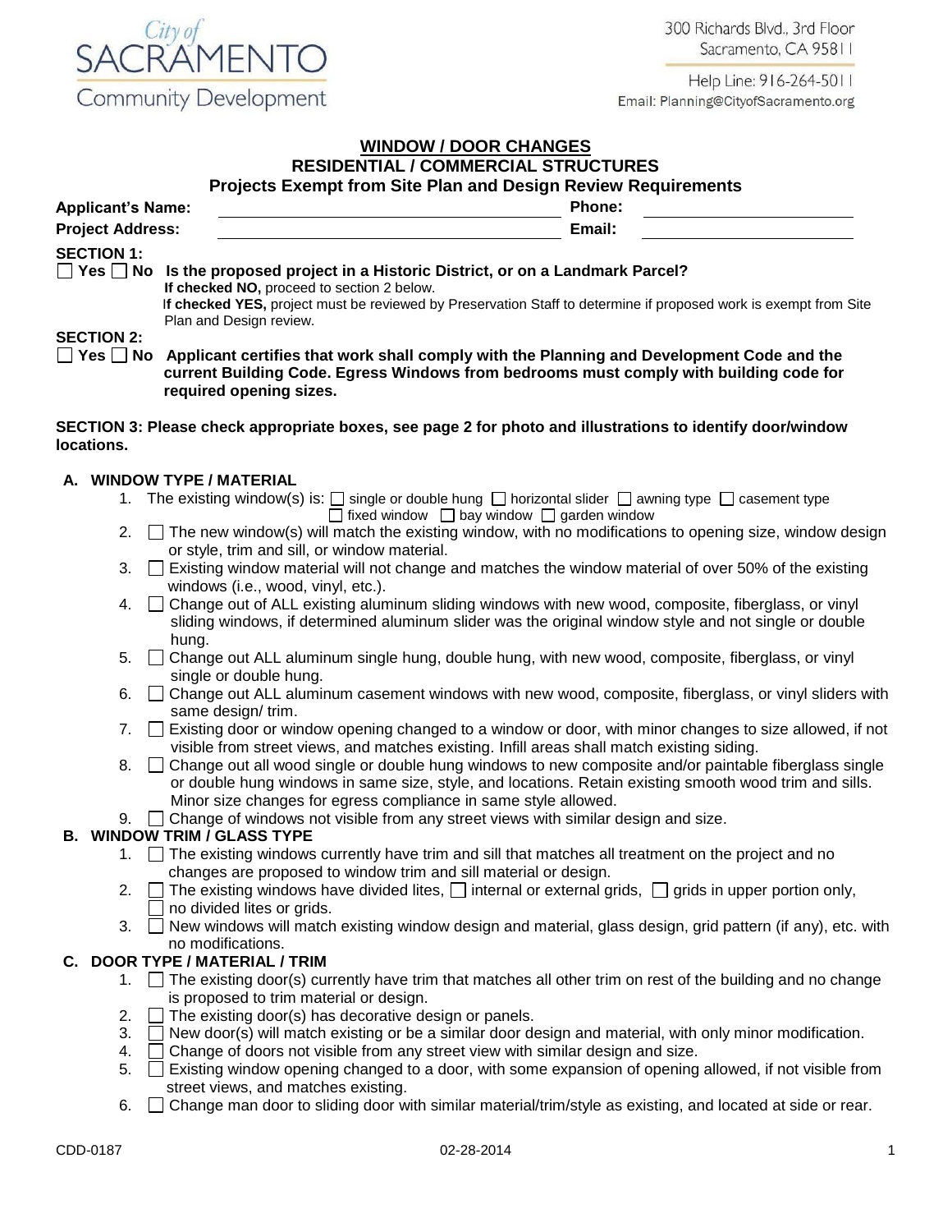City of SACRAMENTO Community Development

300 Richards Blvd., 3rd Floor
Sacramento, CA 95811

Help Line: 916-264-5011
Email: Planning@CityofSacramento.org

# WINDOW / DOOR CHANGES
## RESIDENTIAL / COMMERCIAL STRUCTURES
### Projects Exempt from Site Plan and Design Review Requirements

**Applicant's Name:** ______________________ **Phone:** ______________________

**Project Address:** ______________________ **Email:** ______________________

**SECTION 1:**

☐ **Yes** ☐ **No** **Is the proposed project in a Historic District, or on a Landmark Parcel?**

**If checked NO,** proceed to section 2 below.

I**f checked YES,** project must be reviewed by Preservation Staff to determine if proposed work is exempt from Site Plan and Design review.

**SECTION 2:**

☐ **Yes** ☐ **No** **Applicant certifies that work shall comply with the Planning and Development Code and the current Building Code. Egress Windows from bedrooms must comply with building code for required opening sizes.**

**SECTION 3: Please check appropriate boxes, see page 2 for photo and illustrations to identify door/window locations.**

**A. WINDOW TYPE / MATERIAL**

1. The existing window(s) is: ☐ single or double hung ☐ horizontal slider ☐ awning type ☐ casement type ☐ fixed window ☐ bay window ☐ garden window
2. ☐ The new window(s) will match the existing window, with no modifications to opening size, window design or style, trim and sill, or window material.
3. ☐ Existing window material will not change and matches the window material of over 50% of the existing windows (i.e., wood, vinyl, etc.).
4. ☐ Change out of ALL existing aluminum sliding windows with new wood, composite, fiberglass, or vinyl sliding windows, if determined aluminum slider was the original window style and not single or double hung.
5. ☐ Change out ALL aluminum single hung, double hung, with new wood, composite, fiberglass, or vinyl single or double hung.
6. ☐ Change out ALL aluminum casement windows with new wood, composite, fiberglass, or vinyl sliders with same design/ trim.
7. ☐ Existing door or window opening changed to a window or door, with minor changes to size allowed, if not visible from street views, and matches existing. Infill areas shall match existing siding.
8. ☐ Change out all wood single or double hung windows to new composite and/or paintable fiberglass single or double hung windows in same size, style, and locations. Retain existing smooth wood trim and sills. Minor size changes for egress compliance in same style allowed.
9. ☐ Change of windows not visible from any street views with similar design and size.

**B. WINDOW TRIM / GLASS TYPE**

1. ☐ The existing windows currently have trim and sill that matches all treatment on the project and no changes are proposed to window trim and sill material or design.
2. ☐ The existing windows have divided lites, ☐ internal or external grids, ☐ grids in upper portion only, ☐ no divided lites or grids.
3. ☐ New windows will match existing window design and material, glass design, grid pattern (if any), etc. with no modifications.

**C. DOOR TYPE / MATERIAL / TRIM**

1. ☐ The existing door(s) currently have trim that matches all other trim on rest of the building and no change is proposed to trim material or design.
2. ☐ The existing door(s) has decorative design or panels.
3. ☐ New door(s) will match existing or be a similar door design and material, with only minor modification.
4. ☐ Change of doors not visible from any street view with similar design and size.
5. ☐ Existing window opening changed to a door, with some expansion of opening allowed, if not visible from street views, and matches existing.
6. ☐ Change man door to sliding door with similar material/trim/style as existing, and located at side or rear.

CDD-0187 02-28-2014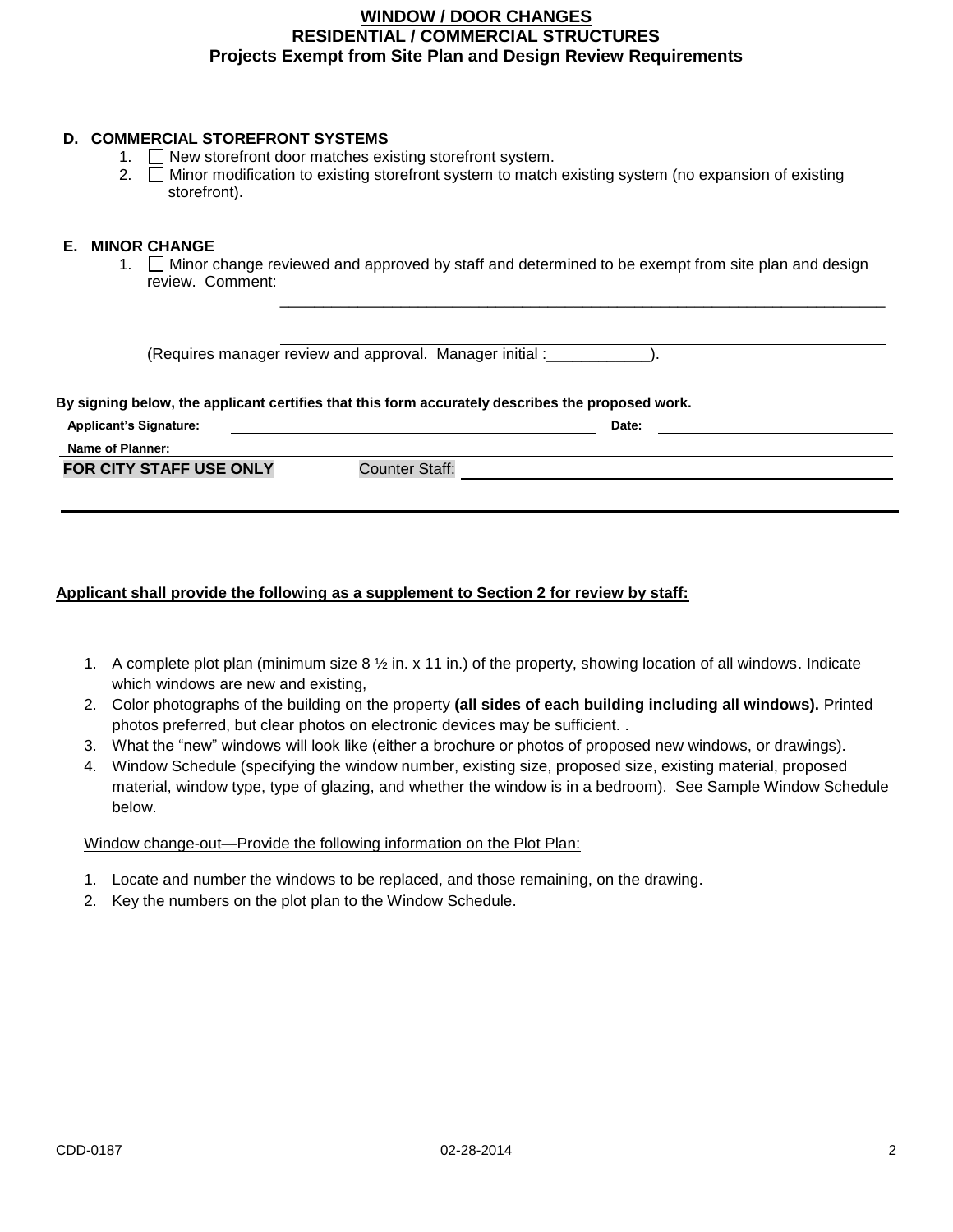## WINDOW / DOOR CHANGES
## RESIDENTIAL / COMMERCIAL STRUCTURES
### Projects Exempt from Site Plan and Design Review Requirements

**D. COMMERCIAL STOREFRONT SYSTEMS**

1. ☐ New storefront door matches existing storefront system.
2. ☐ Minor modification to existing storefront system to match existing system (no expansion of existing storefront).

**E. MINOR CHANGE**

1. ☐ Minor change reviewed and approved by staff and determined to be exempt from site plan and design review. Comment: ______________________________________________________________________

   ______________________________________________________________________

   (Requires manager review and approval. Manager initial :____________).

**By signing below, the applicant certifies that this form accurately describes the proposed work.**

**Applicant's Signature:** ______________________________ **Date:** ____________________

**Name of Planner:** ______________________________

**FOR CITY STAFF USE ONLY** Counter Staff: ______________________________

**Applicant shall provide the following as a supplement to Section 2 for review by staff:**

1. A complete plot plan (minimum size 8 ½ in. x 11 in.) of the property, showing location of all windows. Indicate which windows are new and existing,
2. Color photographs of the building on the property **(all sides of each building including all windows).** Printed photos preferred, but clear photos on electronic devices may be sufficient. .
3. What the "new" windows will look like (either a brochure or photos of proposed new windows, or drawings).
4. Window Schedule (specifying the window number, existing size, proposed size, existing material, proposed material, window type, type of glazing, and whether the window is in a bedroom). See Sample Window Schedule below.

Window change-out—Provide the following information on the Plot Plan:

1. Locate and number the windows to be replaced, and those remaining, on the drawing.
2. Key the numbers on the plot plan to the Window Schedule.

CDD-0187 02-28-2014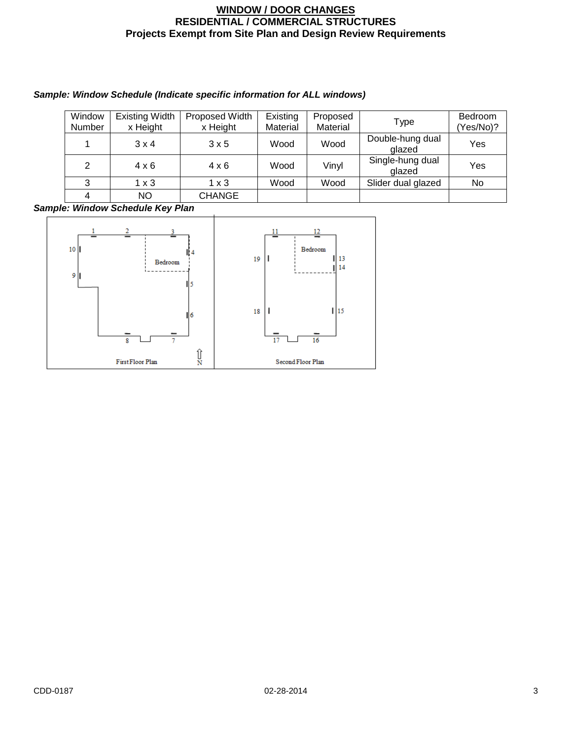***Sample: Window Schedule (Indicate specific information for ALL windows)***

| Window Number | Existing Width x Height | Proposed Width x Height | Existing Material | Proposed Material | Type | Bedroom (Yes/No)? |
|---|---|---|---|---|---|---|
| 1 | 3 x 4 | 3 x 5 | Wood | Wood | Double-hung dual glazed | Yes |
| 2 | 4 x 6 | 4 x 6 | Wood | Vinyl | Single-hung dual glazed | Yes |
| 3 | 1 x 3 | 1 x 3 | Wood | Wood | Slider dual glazed | No |
| 4 | NO | CHANGE | | | | |

***Sample: Window Schedule Key Plan***

1 2 3 4 5 6 7 8 9 10

Bedroom

First Floor Plan

N

11 12 13 14 15 16 17 18 19

Bedroom

Second Floor Plan